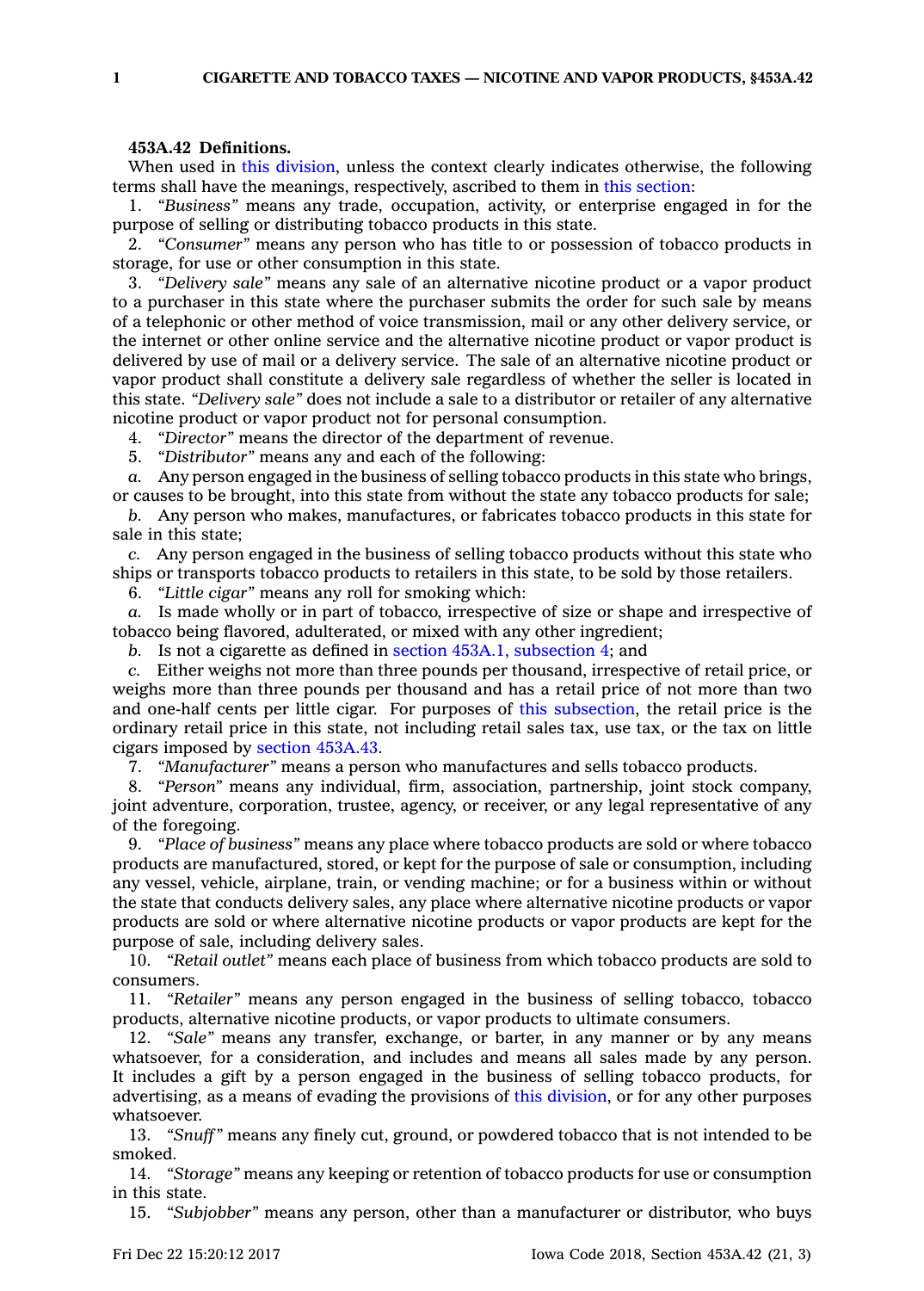**453A.42 Definitions.**

When used in this division, unless the context clearly indicates otherwise, the following terms shall have the meanings, respectively, ascribed to them in this section:

1. *"Business"* means any trade, occupation, activity, or enterprise engaged in for the purpose of selling or distributing tobacco products in this state.

2. *"Consumer"* means any person who has title to or possession of tobacco products in storage, for use or other consumption in this state.

3. *"Delivery sale"* means any sale of an alternative nicotine product or a vapor product to a purchaser in this state where the purchaser submits the order for such sale by means of a telephonic or other method of voice transmission, mail or any other delivery service, or the internet or other online service and the alternative nicotine product or vapor product is delivered by use of mail or a delivery service. The sale of an alternative nicotine product or vapor product shall constitute a delivery sale regardless of whether the seller is located in this state. *"Delivery sale"* does not include a sale to a distributor or retailer of any alternative nicotine product or vapor product not for personal consumption.

4. *"Director"* means the director of the department of revenue.

5. *"Distributor"* means any and each of the following:

*a.* Any person engaged in the business of selling tobacco products in this state who brings, or causes to be brought, into this state from without the state any tobacco products for sale;

*b.* Any person who makes, manufactures, or fabricates tobacco products in this state for sale in this state;

*c.* Any person engaged in the business of selling tobacco products without this state who ships or transports tobacco products to retailers in this state, to be sold by those retailers.

6. *"Little cigar"* means any roll for smoking which:

*a.* Is made wholly or in part of tobacco, irrespective of size or shape and irrespective of tobacco being flavored, adulterated, or mixed with any other ingredient;

*b.* Is not a cigarette as defined in section 453A.1, subsection 4; and

*c.* Either weighs not more than three pounds per thousand, irrespective of retail price, or weighs more than three pounds per thousand and has a retail price of not more than two and one-half cents per little cigar. For purposes of this subsection, the retail price is the ordinary retail price in this state, not including retail sales tax, use tax, or the tax on little cigars imposed by section 453A.43.

7. *"Manufacturer"* means a person who manufactures and sells tobacco products.

8. *"Person"* means any individual, firm, association, partnership, joint stock company, joint adventure, corporation, trustee, agency, or receiver, or any legal representative of any of the foregoing.

9. *"Place of business"* means any place where tobacco products are sold or where tobacco products are manufactured, stored, or kept for the purpose of sale or consumption, including any vessel, vehicle, airplane, train, or vending machine; or for a business within or without the state that conducts delivery sales, any place where alternative nicotine products or vapor products are sold or where alternative nicotine products or vapor products are kept for the purpose of sale, including delivery sales.

10. *"Retail outlet"* means each place of business from which tobacco products are sold to consumers.

11. *"Retailer"* means any person engaged in the business of selling tobacco, tobacco products, alternative nicotine products, or vapor products to ultimate consumers.

12. *"Sale"* means any transfer, exchange, or barter, in any manner or by any means whatsoever, for a consideration, and includes and means all sales made by any person. It includes a gift by a person engaged in the business of selling tobacco products, for advertising, as a means of evading the provisions of this division, or for any other purposes whatsoever.

13. *"Snuff"* means any finely cut, ground, or powdered tobacco that is not intended to be smoked.

14. *"Storage"* means any keeping or retention of tobacco products for use or consumption in this state.

15. *"Subjobber"* means any person, other than a manufacturer or distributor, who buys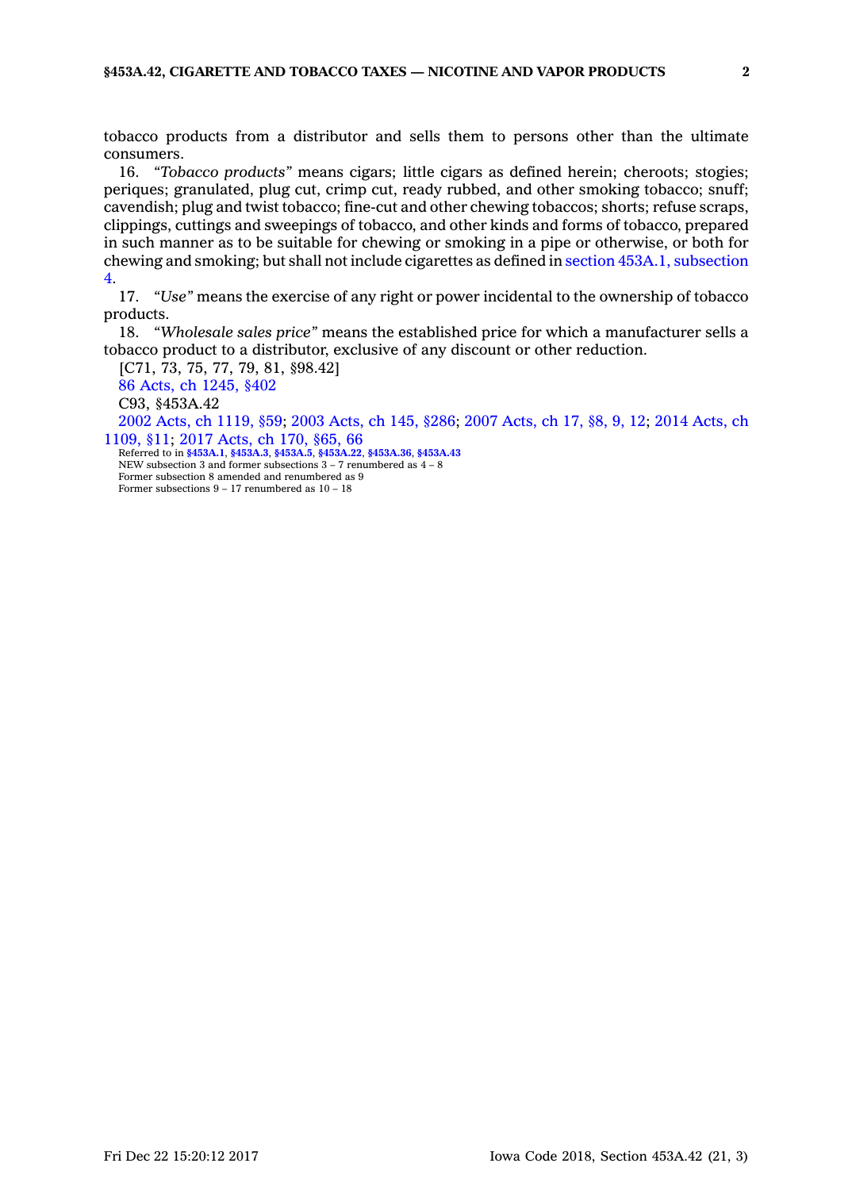tobacco products from a distributor and sells them to persons other than the ultimate consumers.

16. *"Tobacco products"* means cigars; little cigars as defined herein; cheroots; stogies; periques; granulated, plug cut, crimp cut, ready rubbed, and other smoking tobacco; snuff; cavendish; plug and twist tobacco; fine-cut and other chewing tobaccos; shorts; refuse scraps, clippings, cuttings and sweepings of tobacco, and other kinds and forms of tobacco, prepared in such manner as to be suitable for chewing or smoking in a pipe or otherwise, or both for chewing and smoking; but shall not include cigarettes as defined in section 453A.1, subsection 4.

17. *"Use"* means the exercise of any right or power incidental to the ownership of tobacco products.

18. *"Wholesale sales price"* means the established price for which a manufacturer sells a tobacco product to a distributor, exclusive of any discount or other reduction.

[C71, 73, 75, 77, 79, 81, §98.42]

86 Acts, ch 1245, §402

C93, §453A.42

2002 Acts, ch 1119, §59; 2003 Acts, ch 145, §286; 2007 Acts, ch 17, §8, 9, 12; 2014 Acts, ch 1109, §11; 2017 Acts, ch 170, §65, 66

Referred to in **§453A.1**, **§453A.3**, **§453A.5**, **§453A.22**, **§453A.36**, **§453A.43**

NEW subsection 3 and former subsections 3 – 7 renumbered as 4 – 8

Former subsection 8 amended and renumbered as 9

Former subsections 9 – 17 renumbered as 10 – 18